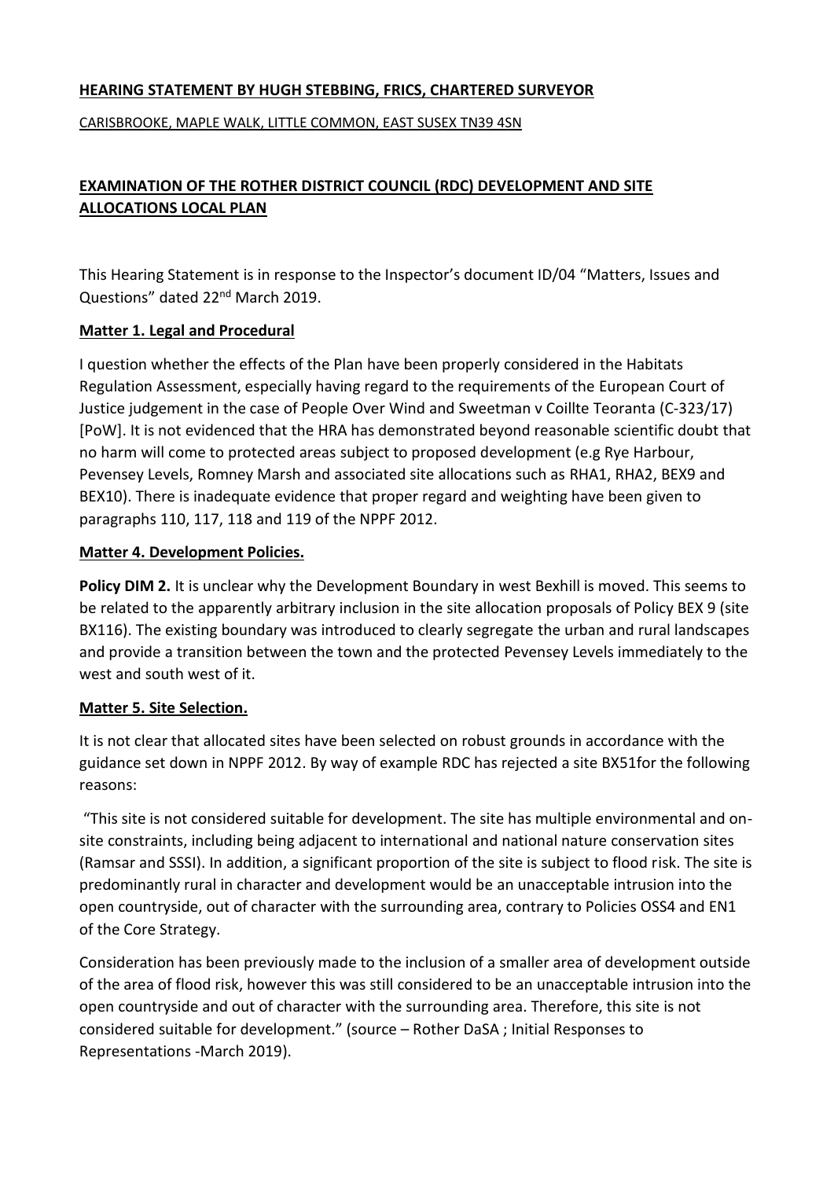**HEARING STATEMENT BY HUGH STEBBING, FRICS, CHARTERED SURVEYOR**

CARISBROOKE, MAPLE WALK, LITTLE COMMON, EAST SUSEX TN39 4SN

**EXAMINATION OF THE ROTHER DISTRICT COUNCIL (RDC) DEVELOPMENT AND SITE ALLOCATIONS LOCAL PLAN**

This Hearing Statement is in response to the Inspector's document ID/04 "Matters, Issues and Questions" dated 22nd March 2019.

**Matter 1. Legal and Procedural**

I question whether the effects of the Plan have been properly considered in the Habitats Regulation Assessment, especially having regard to the requirements of the European Court of Justice judgement in the case of People Over Wind and Sweetman v Coillte Teoranta (C-323/17) [PoW]. It is not evidenced that the HRA has demonstrated beyond reasonable scientific doubt that no harm will come to protected areas subject to proposed development (e.g Rye Harbour, Pevensey Levels, Romney Marsh and associated site allocations such as RHA1, RHA2, BEX9 and BEX10). There is inadequate evidence that proper regard and weighting have been given to paragraphs 110, 117, 118 and 119 of the NPPF 2012.

**Matter 4. Development Policies.**

**Policy DIM 2.** It is unclear why the Development Boundary in west Bexhill is moved. This seems to be related to the apparently arbitrary inclusion in the site allocation proposals of Policy BEX 9 (site BX116). The existing boundary was introduced to clearly segregate the urban and rural landscapes and provide a transition between the town and the protected Pevensey Levels immediately to the west and south west of it.

**Matter 5. Site Selection.**

It is not clear that allocated sites have been selected on robust grounds in accordance with the guidance set down in NPPF 2012. By way of example RDC has rejected a site BX51for the following reasons:

"This site is not considered suitable for development. The site has multiple environmental and on-site constraints, including being adjacent to international and national nature conservation sites (Ramsar and SSSI). In addition, a significant proportion of the site is subject to flood risk. The site is predominantly rural in character and development would be an unacceptable intrusion into the open countryside, out of character with the surrounding area, contrary to Policies OSS4 and EN1 of the Core Strategy.

Consideration has been previously made to the inclusion of a smaller area of development outside of the area of flood risk, however this was still considered to be an unacceptable intrusion into the open countryside and out of character with the surrounding area. Therefore, this site is not considered suitable for development." (source – Rother DaSA ; Initial Responses to Representations -March 2019).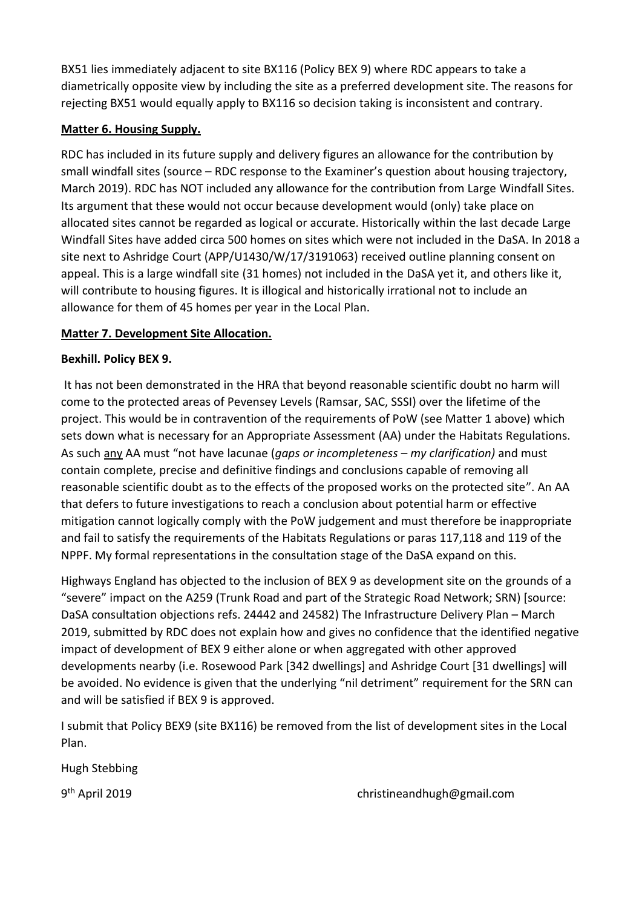BX51 lies immediately adjacent to site BX116 (Policy BEX 9) where RDC appears to take a diametrically opposite view by including the site as a preferred development site. The reasons for rejecting BX51 would equally apply to BX116 so decision taking is inconsistent and contrary.

**Matter 6. Housing Supply.**

RDC has included in its future supply and delivery figures an allowance for the contribution by small windfall sites (source – RDC response to the Examiner's question about housing trajectory, March 2019). RDC has NOT included any allowance for the contribution from Large Windfall Sites. Its argument that these would not occur because development would (only) take place on allocated sites cannot be regarded as logical or accurate. Historically within the last decade Large Windfall Sites have added circa 500 homes on sites which were not included in the DaSA. In 2018 a site next to Ashridge Court (APP/U1430/W/17/3191063) received outline planning consent on appeal. This is a large windfall site (31 homes) not included in the DaSA yet it, and others like it, will contribute to housing figures. It is illogical and historically irrational not to include an allowance for them of 45 homes per year in the Local Plan.

**Matter 7. Development Site Allocation.**

**Bexhill. Policy BEX 9.**

It has not been demonstrated in the HRA that beyond reasonable scientific doubt no harm will come to the protected areas of Pevensey Levels (Ramsar, SAC, SSSI) over the lifetime of the project. This would be in contravention of the requirements of PoW (see Matter 1 above) which sets down what is necessary for an Appropriate Assessment (AA) under the Habitats Regulations. As such any AA must "not have lacunae (*gaps or incompleteness – my clarification)* and must contain complete, precise and definitive findings and conclusions capable of removing all reasonable scientific doubt as to the effects of the proposed works on the protected site". An AA that defers to future investigations to reach a conclusion about potential harm or effective mitigation cannot logically comply with the PoW judgement and must therefore be inappropriate and fail to satisfy the requirements of the Habitats Regulations or paras 117,118 and 119 of the NPPF. My formal representations in the consultation stage of the DaSA expand on this.

Highways England has objected to the inclusion of BEX 9 as development site on the grounds of a "severe" impact on the A259 (Trunk Road and part of the Strategic Road Network; SRN) [source: DaSA consultation objections refs. 24442 and 24582) The Infrastructure Delivery Plan – March 2019, submitted by RDC does not explain how and gives no confidence that the identified negative impact of development of BEX 9 either alone or when aggregated with other approved developments nearby (i.e. Rosewood Park [342 dwellings] and Ashridge Court [31 dwellings] will be avoided. No evidence is given that the underlying "nil detriment" requirement for the SRN can and will be satisfied if BEX 9 is approved.

I submit that Policy BEX9 (site BX116) be removed from the list of development sites in the Local Plan.

Hugh Stebbing

9th April 2019 christineandhugh@gmail.com